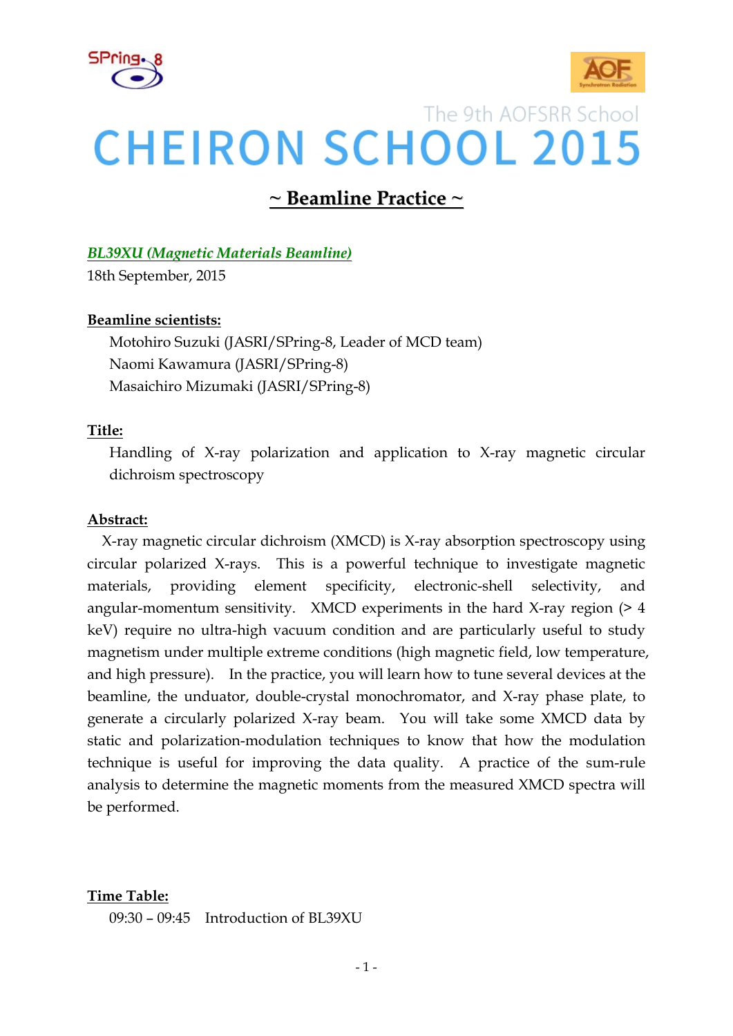The 9th AOFSRR School

# CHEIRON SCHOOL 2015

## ~ Beamline Practice ~

***BL39XU (Magnetic Materials Beamline)***

18th September, 2015

**Beamline scientists:**

Motohiro Suzuki (JASRI/SPring-8, Leader of MCD team)
Naomi Kawamura (JASRI/SPring-8)
Masaichiro Mizumaki (JASRI/SPring-8)

**Title:**

Handling of X-ray polarization and application to X-ray magnetic circular dichroism spectroscopy

**Abstract:**

X-ray magnetic circular dichroism (XMCD) is X-ray absorption spectroscopy using circular polarized X-rays. This is a powerful technique to investigate magnetic materials, providing element specificity, electronic-shell selectivity, and angular-momentum sensitivity. XMCD experiments in the hard X-ray region (> 4 keV) require no ultra-high vacuum condition and are particularly useful to study magnetism under multiple extreme conditions (high magnetic field, low temperature, and high pressure). In the practice, you will learn how to tune several devices at the beamline, the unduator, double-crystal monochromator, and X-ray phase plate, to generate a circularly polarized X-ray beam. You will take some XMCD data by static and polarization-modulation techniques to know that how the modulation technique is useful for improving the data quality. A practice of the sum-rule analysis to determine the magnetic moments from the measured XMCD spectra will be performed.

**Time Table:**

09:30 – 09:45 Introduction of BL39XU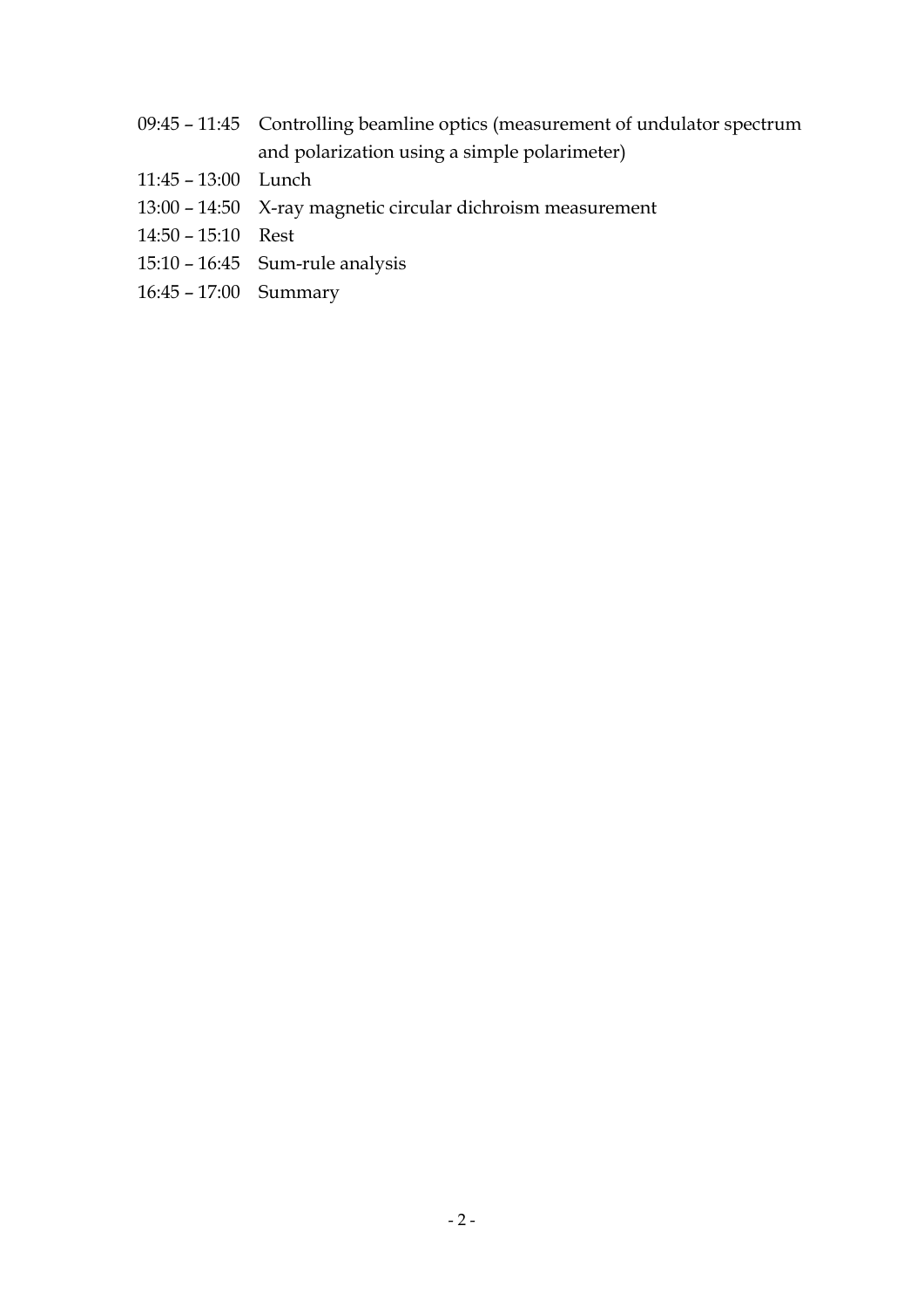09:45 – 11:45 Controlling beamline optics (measurement of undulator spectrum and polarization using a simple polarimeter)

11:45 – 13:00 Lunch

13:00 – 14:50 X-ray magnetic circular dichroism measurement

14:50 – 15:10 Rest

15:10 – 16:45 Sum-rule analysis

16:45 – 17:00 Summary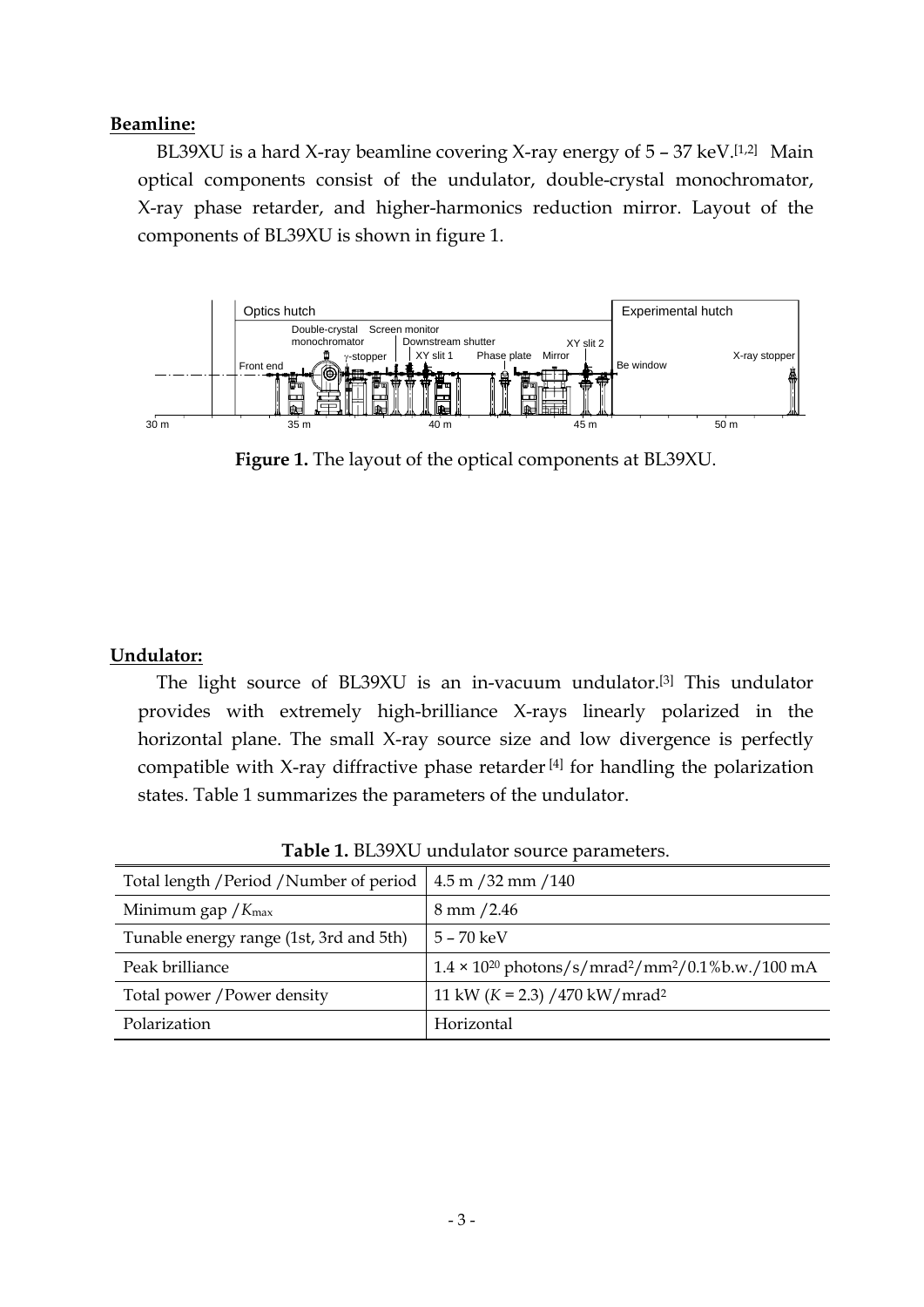**Beamline:**

BL39XU is a hard X-ray beamline covering X-ray energy of 5 – 37 keV.[1,2] Main optical components consist of the undulator, double-crystal monochromator, X-ray phase retarder, and higher-harmonics reduction mirror. Layout of the components of BL39XU is shown in figure 1.

**Figure 1.** The layout of the optical components at BL39XU.

**Undulator:**

The light source of BL39XU is an in-vacuum undulator.[3] This undulator provides with extremely high-brilliance X-rays linearly polarized in the horizontal plane. The small X-ray source size and low divergence is perfectly compatible with X-ray diffractive phase retarder [4] for handling the polarization states. Table 1 summarizes the parameters of the undulator.

**Table 1.** BL39XU undulator source parameters.

| | |
|---|---|
| Total length / Period / Number of period | 4.5 m / 32 mm / 140 |
| Minimum gap / $K_{max}$ | 8 mm / 2.46 |
| Tunable energy range (1st, 3rd and 5th) | 5 – 70 keV |
| Peak brilliance | $1.4 \times 10^{20}$ photons/s/mrad$^2$/mm$^2$/0.1%b.w./100 mA |
| Total power / Power density | 11 kW ($K$ = 2.3) / 470 kW/mrad$^2$ |
| Polarization | Horizontal |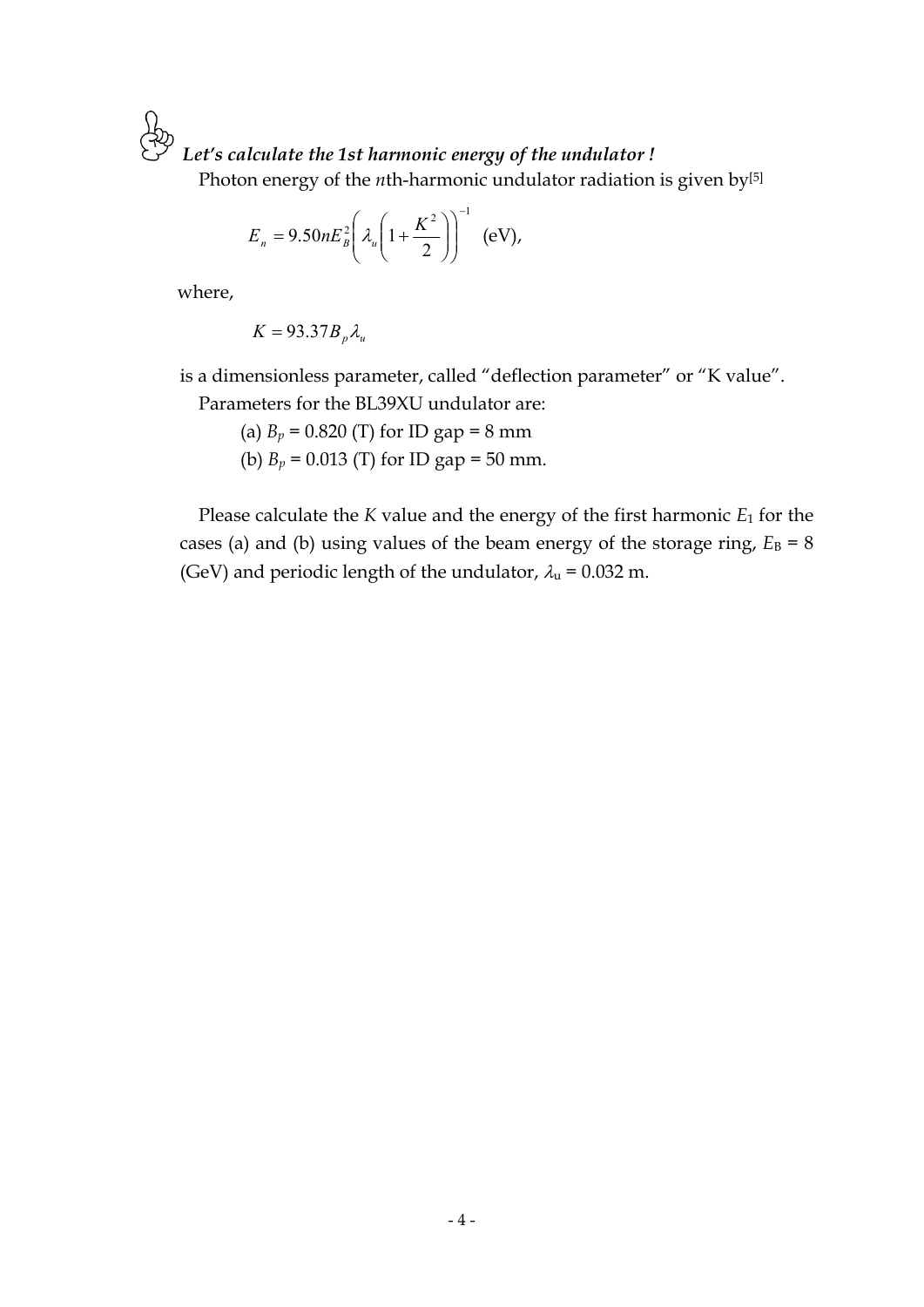***Let's calculate the 1st harmonic energy of the undulator !***

Photon energy of the $n$th-harmonic undulator radiation is given by[5]

$$E_n = 9.50 n E_B^2 \left( \lambda_u \left( 1 + \frac{K^2}{2} \right) \right)^{-1} \text{ (eV)},$$

where,

$$K = 93.37 B_p \lambda_u$$

is a dimensionless parameter, called "deflection parameter" or "K value".

Parameters for the BL39XU undulator are:

(a) $B_p$ = 0.820 (T) for ID gap = 8 mm

(b) $B_p$ = 0.013 (T) for ID gap = 50 mm.

Please calculate the $K$ value and the energy of the first harmonic $E_1$ for the cases (a) and (b) using values of the beam energy of the storage ring, $E_B$ = 8 (GeV) and periodic length of the undulator, $\lambda_u$ = 0.032 m.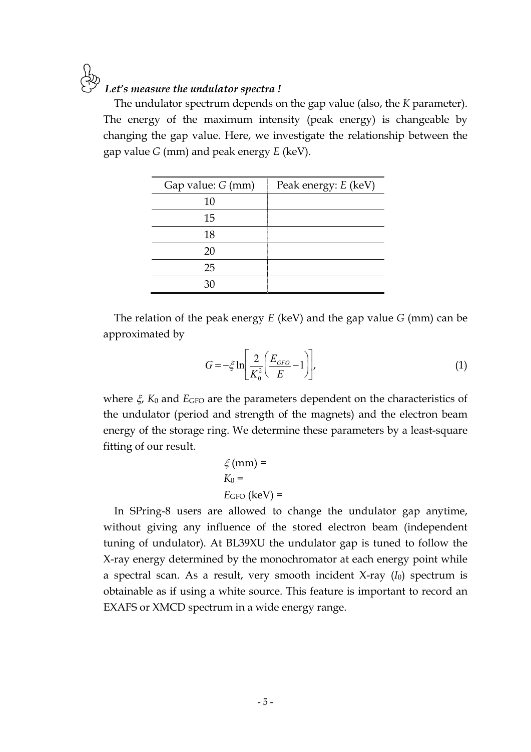***Let's measure the undulator spectra !***

The undulator spectrum depends on the gap value (also, the *K* parameter). The energy of the maximum intensity (peak energy) is changeable by changing the gap value. Here, we investigate the relationship between the gap value *G* (mm) and peak energy *E* (keV).

| Gap value: *G* (mm) | Peak energy: *E* (keV) |
|---|---|
| 10 | |
| 15 | |
| 18 | |
| 20 | |
| 25 | |
| 30 | |

The relation of the peak energy *E* (keV) and the gap value *G* (mm) can be approximated by

$$G = -\xi \ln\left[\frac{2}{K_0^2}\left(\frac{E_{GFO}}{E} - 1\right)\right], \tag{1}$$

where $\xi$, $K_0$ and $E_{GFO}$ are the parameters dependent on the characteristics of the undulator (period and strength of the magnets) and the electron beam energy of the storage ring. We determine these parameters by a least-square fitting of our result.

$\xi$ (mm) =
$K_0$ =
$E_{GFO}$ (keV) =

In SPring-8 users are allowed to change the undulator gap anytime, without giving any influence of the stored electron beam (independent tuning of undulator). At BL39XU the undulator gap is tuned to follow the X-ray energy determined by the monochromator at each energy point while a spectral scan. As a result, very smooth incident X-ray ($I_0$) spectrum is obtainable as if using a white source. This feature is important to record an EXAFS or XMCD spectrum in a wide energy range.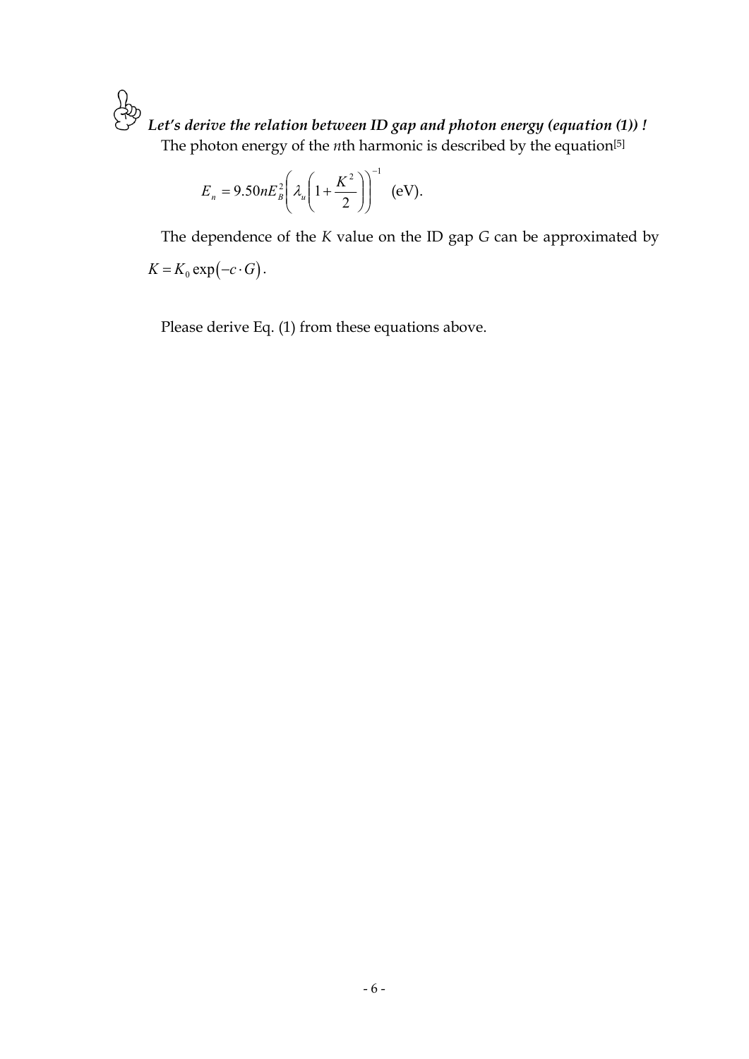***Let's derive the relation between ID gap and photon energy (equation (1)) !***

The photon energy of the $n$th harmonic is described by the equation[5]

$$E_n = 9.50 n E_B^2 \left( \lambda_u \left( 1 + \frac{K^2}{2} \right) \right)^{-1} \text{ (eV)}.$$

The dependence of the $K$ value on the ID gap $G$ can be approximated by $K = K_0 \exp(-c \cdot G)$.

Please derive Eq. (1) from these equations above.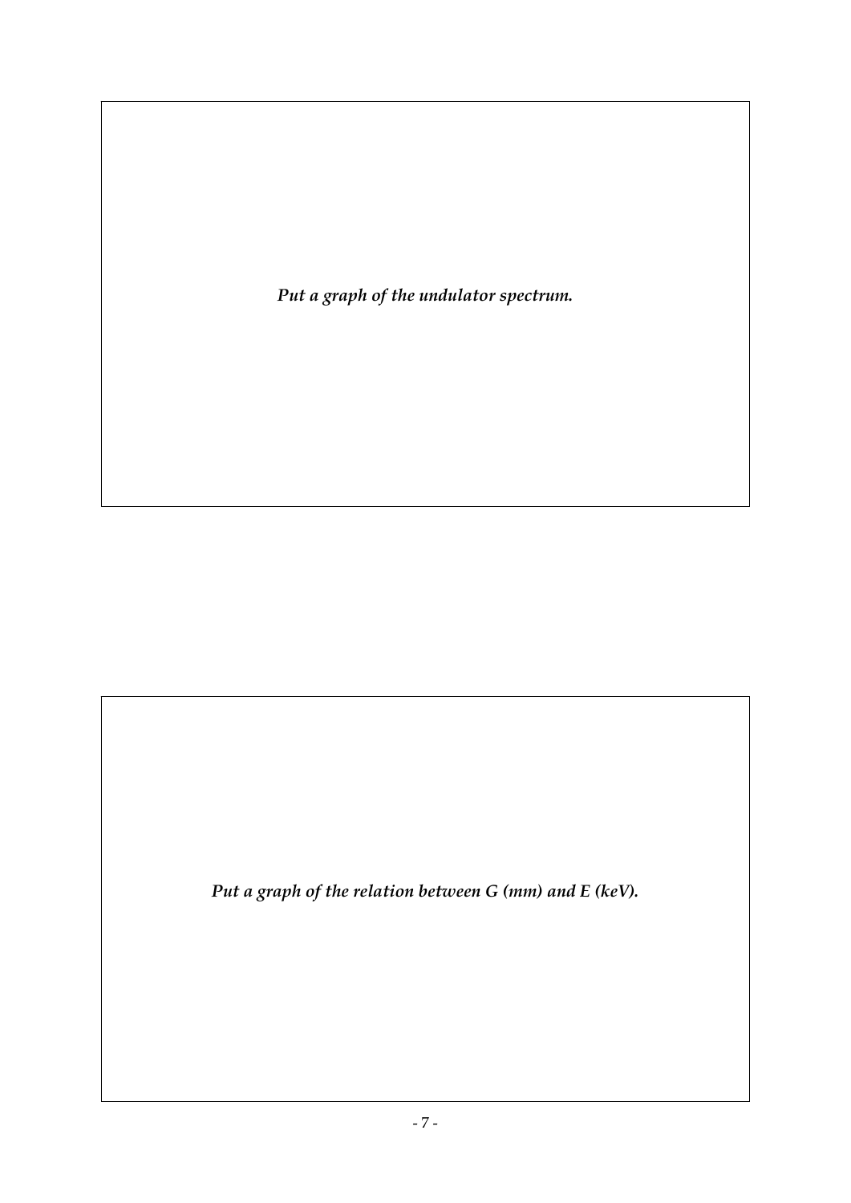*Put a graph of the undulator spectrum.*

*Put a graph of the relation between G (mm) and E (keV).*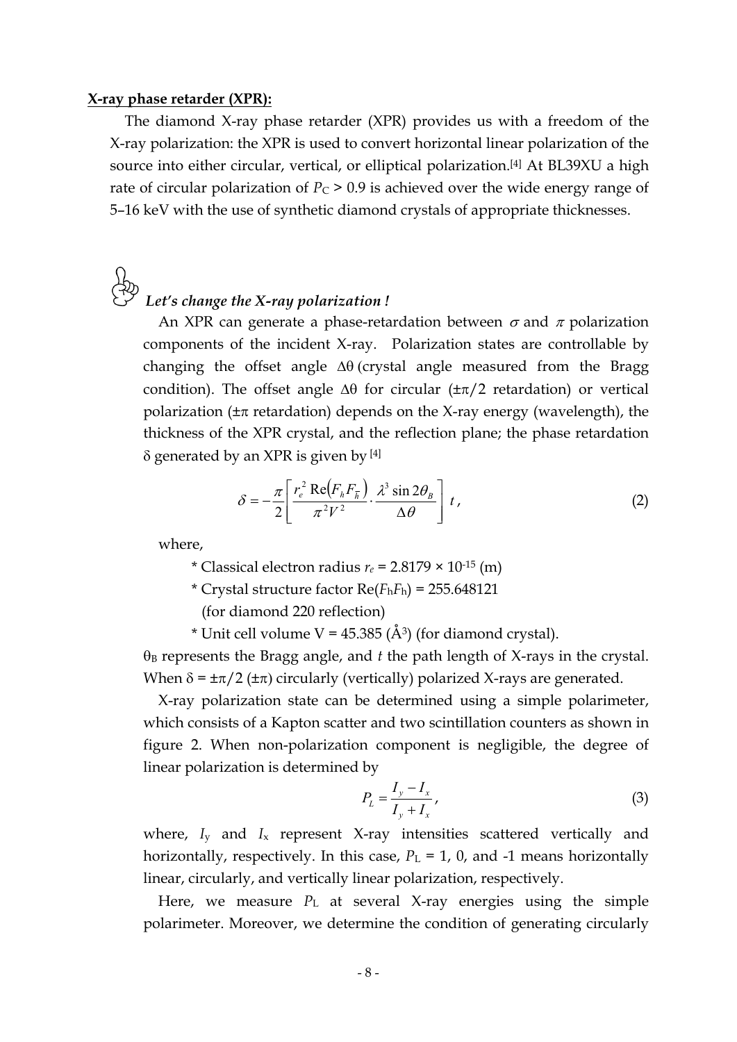**X-ray phase retarder (XPR):**

The diamond X-ray phase retarder (XPR) provides us with a freedom of the X-ray polarization: the XPR is used to convert horizontal linear polarization of the source into either circular, vertical, or elliptical polarization.[4] At BL39XU a high rate of circular polarization of $P_C > 0.9$ is achieved over the wide energy range of 5–16 keV with the use of synthetic diamond crystals of appropriate thicknesses.

### *Let's change the X-ray polarization !*

An XPR can generate a phase-retardation between $\sigma$ and $\pi$ polarization components of the incident X-ray. Polarization states are controllable by changing the offset angle $\Delta\theta$ (crystal angle measured from the Bragg condition). The offset angle $\Delta\theta$ for circular ($\pm\pi/2$ retardation) or vertical polarization ($\pm\pi$ retardation) depends on the X-ray energy (wavelength), the thickness of the XPR crystal, and the reflection plane; the phase retardation $\delta$ generated by an XPR is given by [4]

$$\delta = -\frac{\pi}{2}\left[\frac{r_e^2\,\mathrm{Re}\left(F_h F_{\bar{h}}\right)}{\pi^2 V^2}\cdot\frac{\lambda^3 \sin 2\theta_B}{\Delta\theta}\right] t\,, \tag{2}$$

where,

* Classical electron radius $r_e = 2.8179 \times 10^{-15}$ (m)
* Crystal structure factor $\mathrm{Re}(F_h F_h) = 255.648121$ (for diamond 220 reflection)
* Unit cell volume V = 45.385 (Å$^3$) (for diamond crystal).

$\theta_B$ represents the Bragg angle, and $t$ the path length of X-rays in the crystal. When $\delta = \pm\pi/2$ ($\pm\pi$) circularly (vertically) polarized X-rays are generated.

X-ray polarization state can be determined using a simple polarimeter, which consists of a Kapton scatter and two scintillation counters as shown in figure 2. When non-polarization component is negligible, the degree of linear polarization is determined by

$$P_L = \frac{I_y - I_x}{I_y + I_x}\,, \tag{3}$$

where, $I_y$ and $I_x$ represent X-ray intensities scattered vertically and horizontally, respectively. In this case, $P_L$ = 1, 0, and -1 means horizontally linear, circularly, and vertically linear polarization, respectively.

Here, we measure $P_L$ at several X-ray energies using the simple polarimeter. Moreover, we determine the condition of generating circularly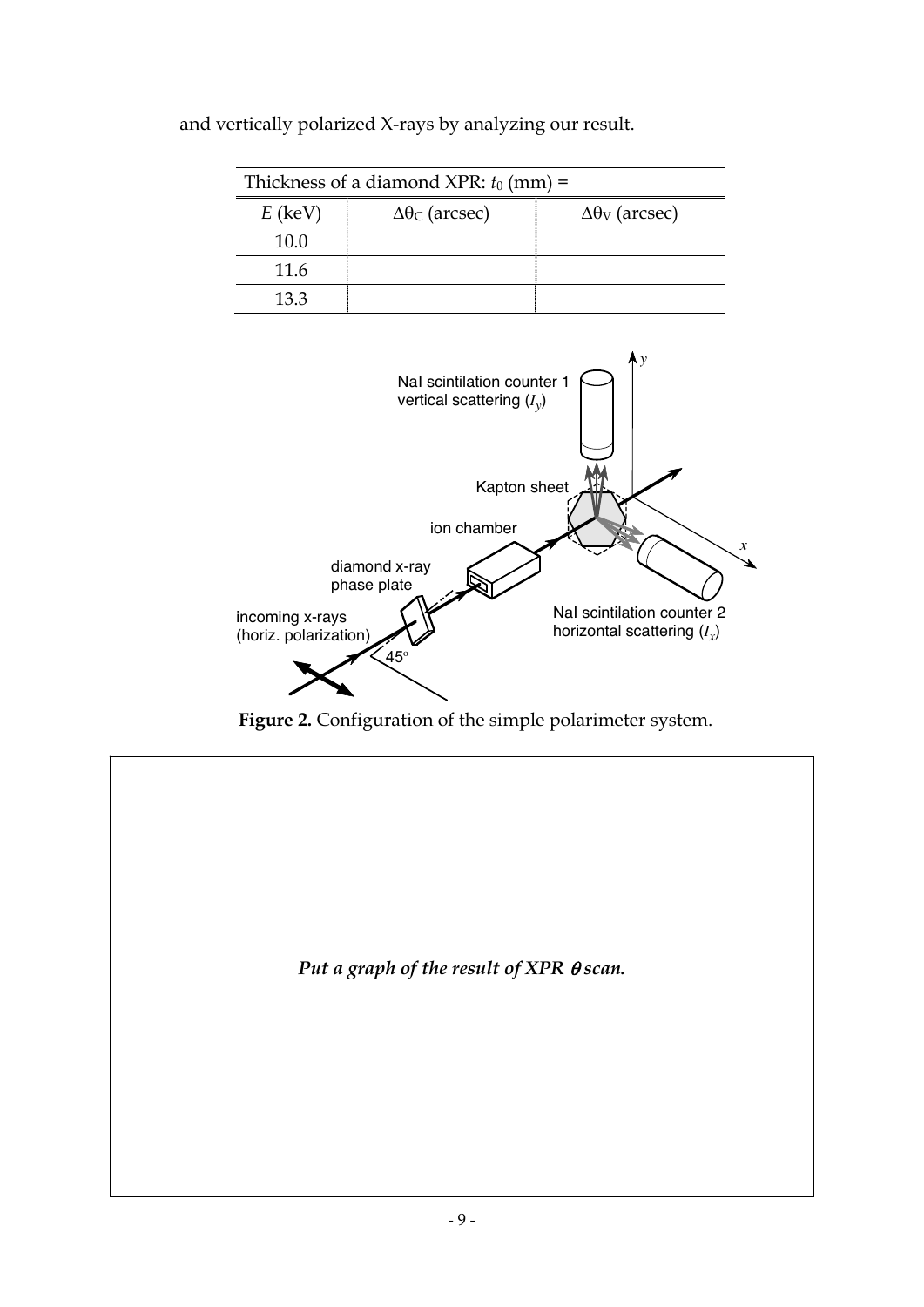and vertically polarized X-rays by analyzing our result.

| Thickness of a diamond XPR: $t_0$ (mm) = | | |
|---|---|---|
| $E$ (keV) | $\Delta\theta_C$ (arcsec) | $\Delta\theta_V$ (arcsec) |
| 10.0 | | |
| 11.6 | | |
| 13.3 | | |

**Figure 2.** Configuration of the simple polarimeter system.

*Put a graph of the result of XPR $\theta$ scan.*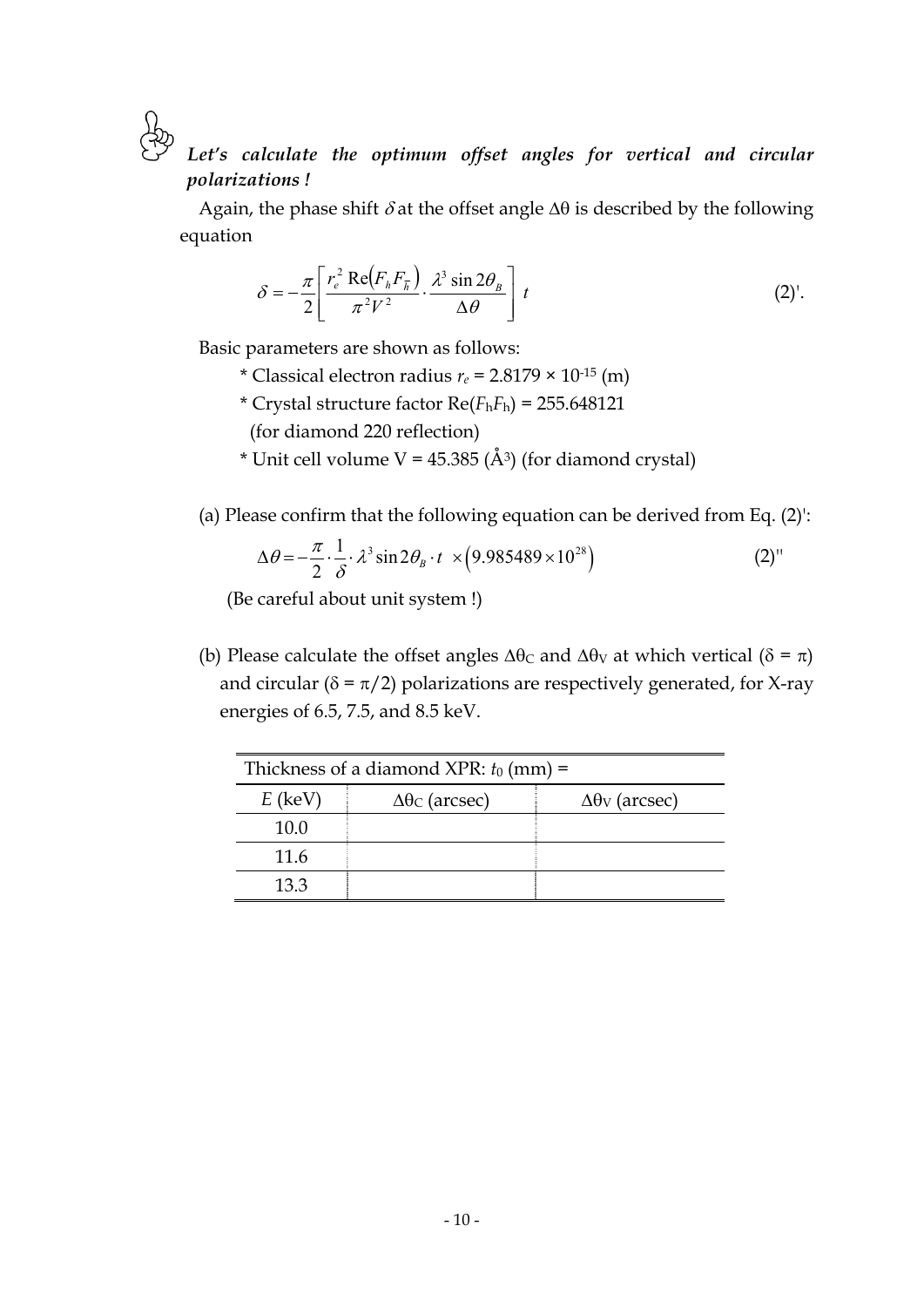***Let's calculate the optimum offset angles for vertical and circular polarizations !***

Again, the phase shift $\delta$ at the offset angle $\Delta\theta$ is described by the following equation

$$\delta = -\frac{\pi}{2}\left[\frac{r_e^2\,\mathrm{Re}\left(F_h F_{\bar{h}}\right)}{\pi^2 V^2}\cdot\frac{\lambda^3 \sin 2\theta_B}{\Delta\theta}\right] t \qquad (2)'.$$

Basic parameters are shown as follows:

* Classical electron radius $r_e$ = 2.8179 × $10^{-15}$ (m)
* Crystal structure factor $\mathrm{Re}(F_h F_h)$ = 255.648121 (for diamond 220 reflection)
* Unit cell volume V = 45.385 (Å$^3$) (for diamond crystal)

(a) Please confirm that the following equation can be derived from Eq. (2)':

$$\Delta\theta = -\frac{\pi}{2}\cdot\frac{1}{\delta}\cdot\lambda^3 \sin 2\theta_B \cdot t \;\times\left(9.985489\times 10^{28}\right) \qquad (2)''$$

(Be careful about unit system !)

(b) Please calculate the offset angles $\Delta\theta_C$ and $\Delta\theta_V$ at which vertical ($\delta = \pi$) and circular ($\delta = \pi/2$) polarizations are respectively generated, for X-ray energies of 6.5, 7.5, and 8.5 keV.

| Thickness of a diamond XPR: $t_0$ (mm) = | | |
|---|---|---|
| $E$ (keV) | $\Delta\theta_C$ (arcsec) | $\Delta\theta_V$ (arcsec) |
| 10.0 | | |
| 11.6 | | |
| 13.3 | | |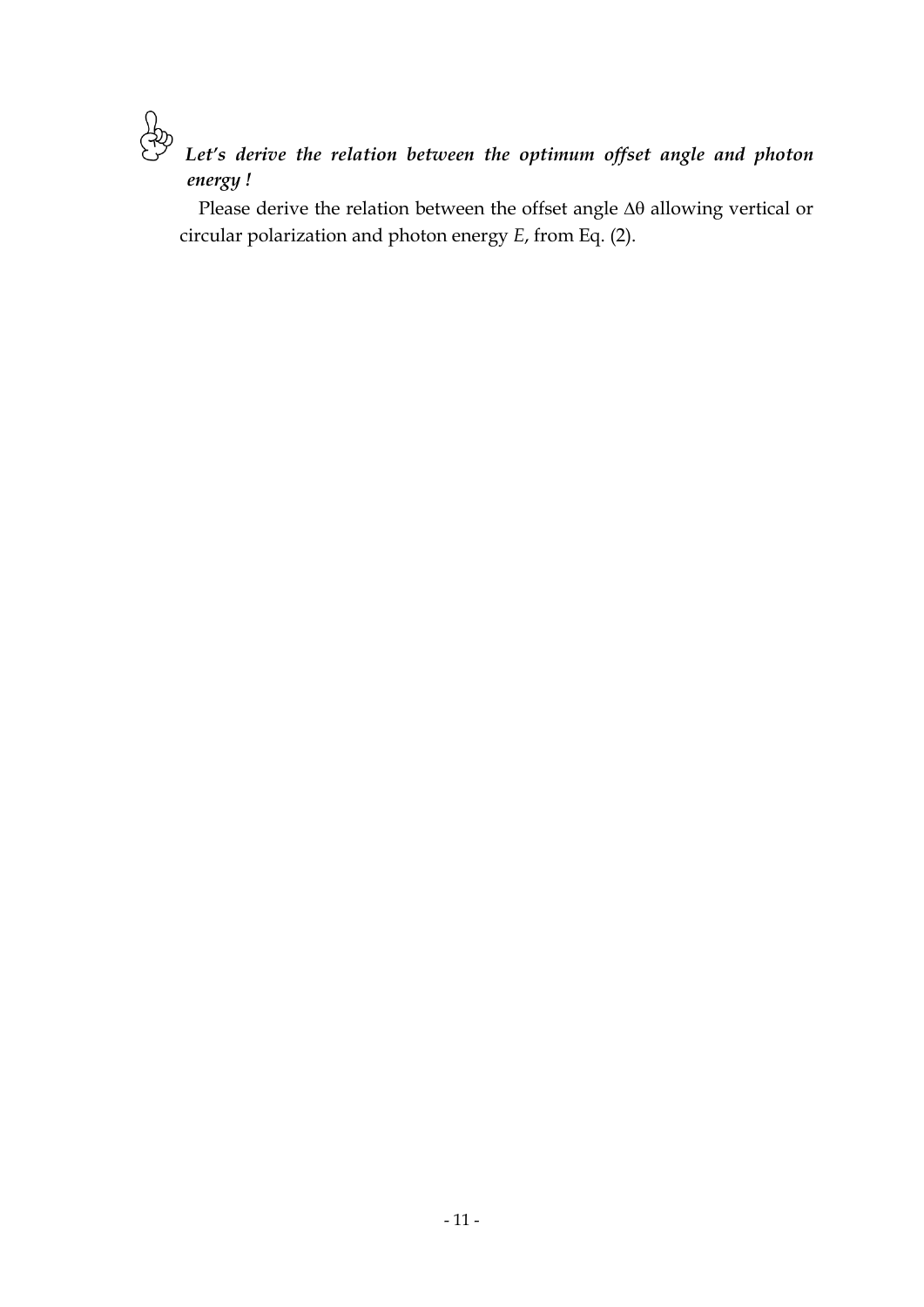***Let's derive the relation between the optimum offset angle and photon energy !***

Please derive the relation between the offset angle $\Delta\theta$ allowing vertical or circular polarization and photon energy $E$, from Eq. (2).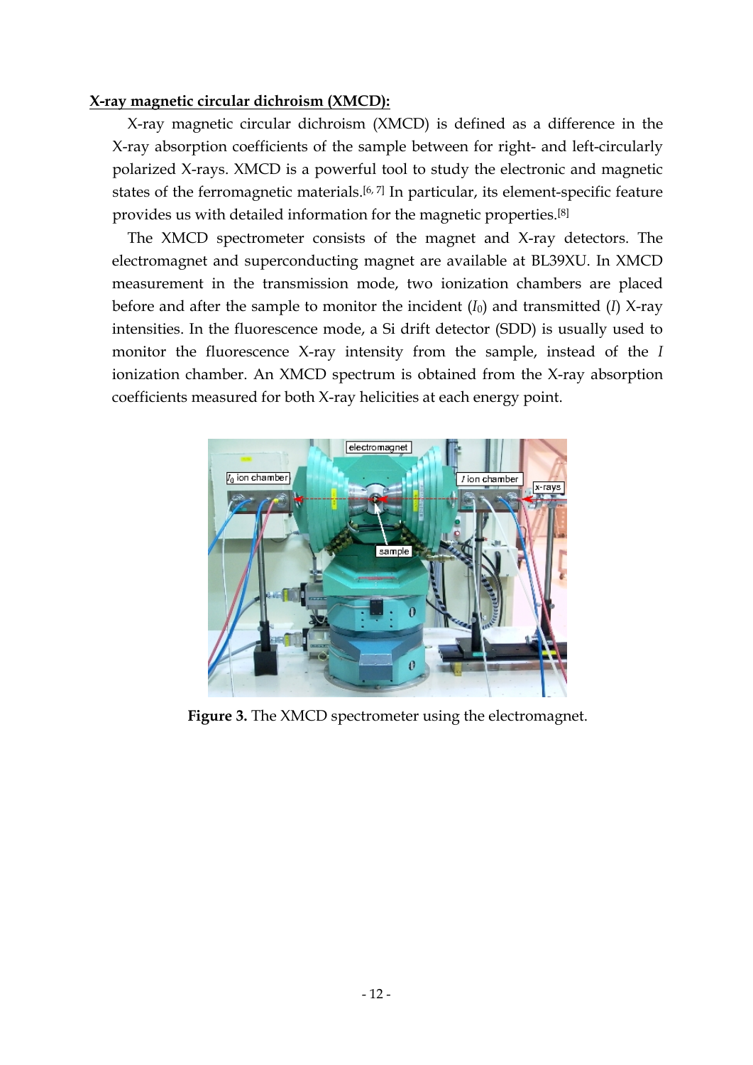**X-ray magnetic circular dichroism (XMCD):**

X-ray magnetic circular dichroism (XMCD) is defined as a difference in the X-ray absorption coefficients of the sample between for right- and left-circularly polarized X-rays. XMCD is a powerful tool to study the electronic and magnetic states of the ferromagnetic materials.[6, 7] In particular, its element-specific feature provides us with detailed information for the magnetic properties.[8]

The XMCD spectrometer consists of the magnet and X-ray detectors. The electromagnet and superconducting magnet are available at BL39XU. In XMCD measurement in the transmission mode, two ionization chambers are placed before and after the sample to monitor the incident ($I_0$) and transmitted ($I$) X-ray intensities. In the fluorescence mode, a Si drift detector (SDD) is usually used to monitor the fluorescence X-ray intensity from the sample, instead of the $I$ ionization chamber. An XMCD spectrum is obtained from the X-ray absorption coefficients measured for both X-ray helicities at each energy point.

**Figure 3.** The XMCD spectrometer using the electromagnet.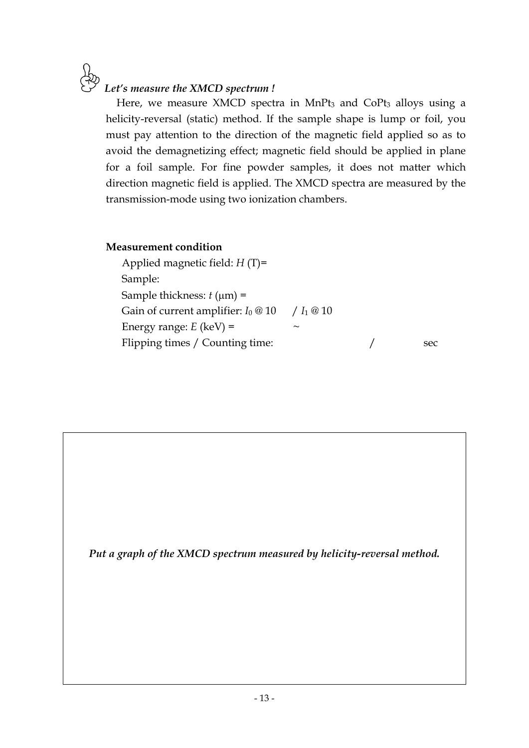***Let's measure the XMCD spectrum !***

Here, we measure XMCD spectra in $MnPt_3$ and $CoPt_3$ alloys using a helicity-reversal (static) method. If the sample shape is lump or foil, you must pay attention to the direction of the magnetic field applied so as to avoid the demagnetizing effect; magnetic field should be applied in plane for a foil sample. For fine powder samples, it does not matter which direction magnetic field is applied. The XMCD spectra are measured by the transmission-mode using two ionization chambers.

**Measurement condition**

Applied magnetic field: $H$ (T)=

Sample:

Sample thickness: $t$ (μm) =

Gain of current amplifier: $I_0$ @ 10 / $I_1$ @ 10

Energy range: $E$ (keV) = ~

Flipping times / Counting time: / sec

***Put a graph of the XMCD spectrum measured by helicity-reversal method.***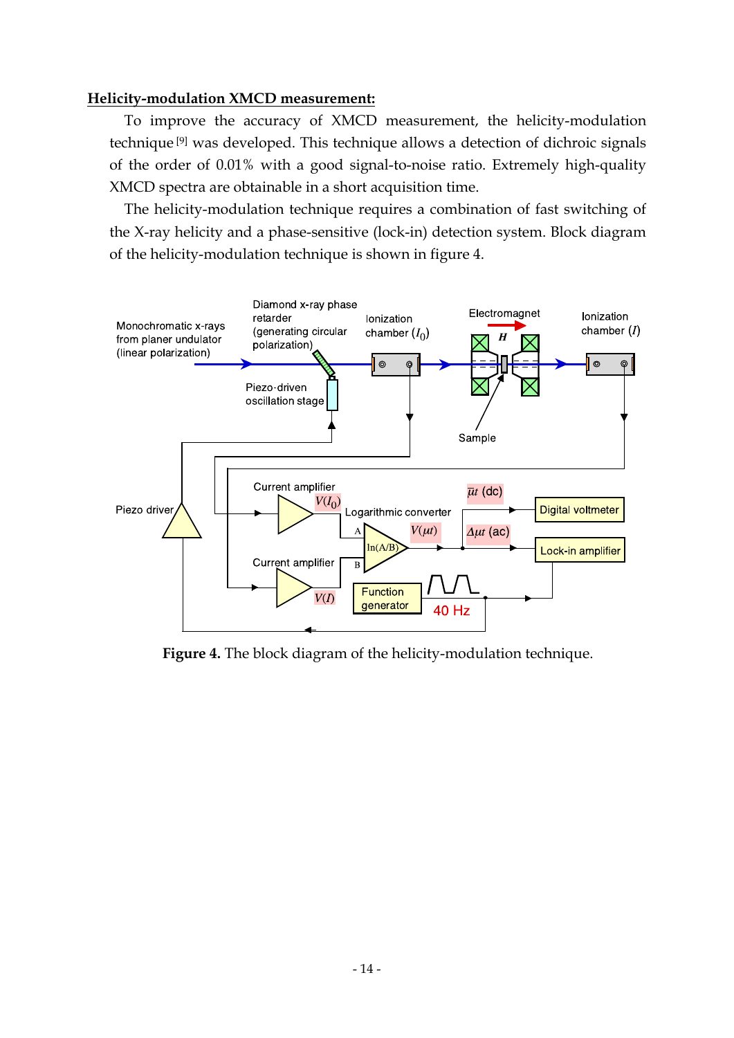**Helicity-modulation XMCD measurement:**

To improve the accuracy of XMCD measurement, the helicity-modulation technique[9] was developed. This technique allows a detection of dichroic signals of the order of 0.01% with a good signal-to-noise ratio. Extremely high-quality XMCD spectra are obtainable in a short acquisition time.

The helicity-modulation technique requires a combination of fast switching of the X-ray helicity and a phase-sensitive (lock-in) detection system. Block diagram of the helicity-modulation technique is shown in figure 4.

**Figure 4.** The block diagram of the helicity-modulation technique.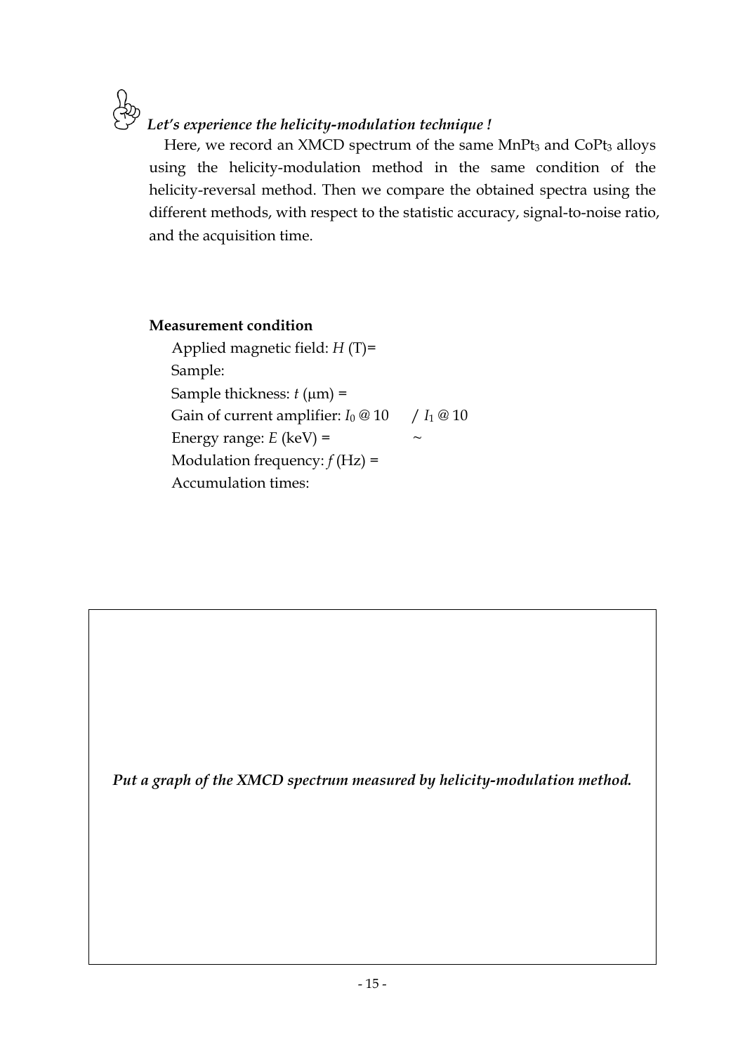***Let's experience the helicity-modulation technique !***

Here, we record an XMCD spectrum of the same $MnPt_3$ and $CoPt_3$ alloys using the helicity-modulation method in the same condition of the helicity-reversal method. Then we compare the obtained spectra using the different methods, with respect to the statistic accuracy, signal-to-noise ratio, and the acquisition time.

**Measurement condition**

Applied magnetic field: $H$ (T)=

Sample:

Sample thickness: $t$ (μm) =

Gain of current amplifier: $I_0$ @ 10 / $I_1$ @ 10

Energy range: $E$ (keV) = ~

Modulation frequency: $f$ (Hz) =

Accumulation times:

*Put a graph of the XMCD spectrum measured by helicity-modulation method.*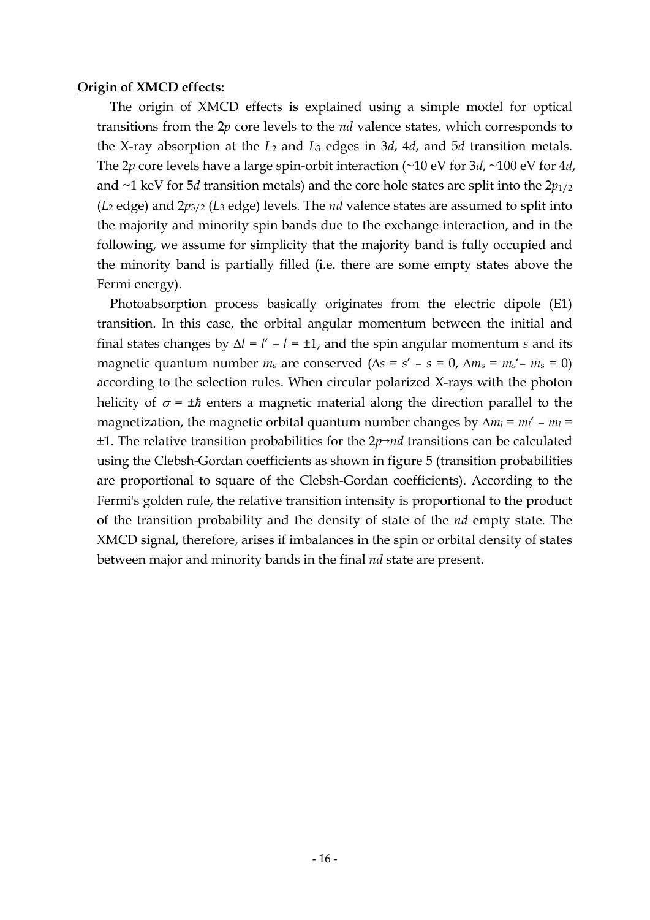**Origin of XMCD effects:**

The origin of XMCD effects is explained using a simple model for optical transitions from the 2*p* core levels to the *nd* valence states, which corresponds to the X-ray absorption at the $L_2$ and $L_3$ edges in 3*d*, 4*d*, and 5*d* transition metals. The 2*p* core levels have a large spin-orbit interaction (~10 eV for 3*d*, ~100 eV for 4*d*, and ~1 keV for 5*d* transition metals) and the core hole states are split into the $2p_{1/2}$ ($L_2$ edge) and $2p_{3/2}$ ($L_3$ edge) levels. The *nd* valence states are assumed to split into the majority and minority spin bands due to the exchange interaction, and in the following, we assume for simplicity that the majority band is fully occupied and the minority band is partially filled (i.e. there are some empty states above the Fermi energy).

Photoabsorption process basically originates from the electric dipole (E1) transition. In this case, the orbital angular momentum between the initial and final states changes by $\Delta l = l' - l = \pm 1$, and the spin angular momentum $s$ and its magnetic quantum number $m_s$ are conserved ($\Delta s = s' - s = 0$, $\Delta m_s = m_s' - m_s = 0$) according to the selection rules. When circular polarized X-rays with the photon helicity of $\sigma = \pm\hbar$ enters a magnetic material along the direction parallel to the magnetization, the magnetic orbital quantum number changes by $\Delta m_l = m_l' - m_l = \pm 1$. The relative transition probabilities for the 2*p*→*nd* transitions can be calculated using the Clebsh-Gordan coefficients as shown in figure 5 (transition probabilities are proportional to square of the Clebsh-Gordan coefficients). According to the Fermi's golden rule, the relative transition intensity is proportional to the product of the transition probability and the density of state of the *nd* empty state. The XMCD signal, therefore, arises if imbalances in the spin or orbital density of states between major and minority bands in the final *nd* state are present.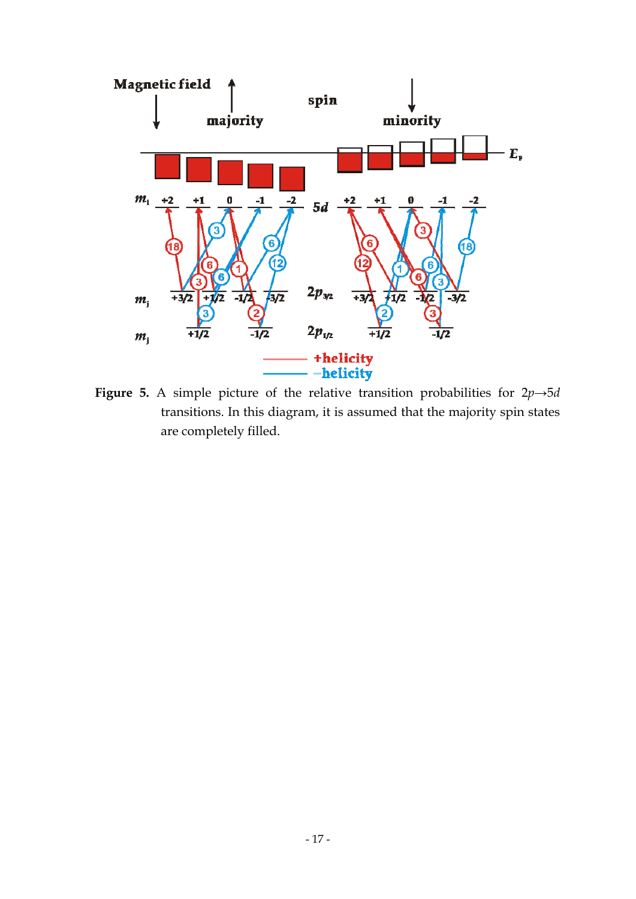**Figure 5.** A simple picture of the relative transition probabilities for $2p \rightarrow 5d$ transitions. In this diagram, it is assumed that the majority spin states are completely filled.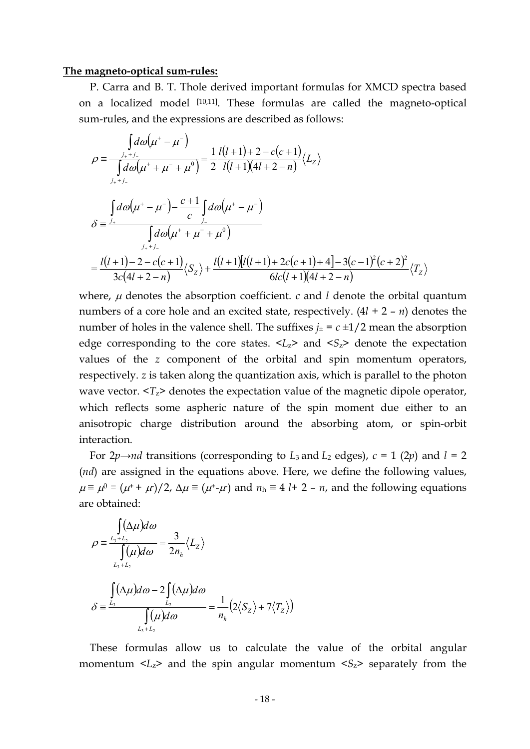**The magneto-optical sum-rules:**

P. Carra and B. T. Thole derived important formulas for XMCD spectra based on a localized model [10,11]. These formulas are called the magneto-optical sum-rules, and the expressions are described as follows:

$$\rho \equiv \frac{\int_{j_+ + j_-} d\omega\left(\mu^+ - \mu^-\right)}{\int_{j_+ + j_-} d\omega\left(\mu^+ + \mu^- + \mu^0\right)} = \frac{1}{2}\frac{l(l+1)+2-c(c+1)}{l(l+1)(4l+2-n)}\langle L_Z \rangle$$

$$\delta \equiv \frac{\int_{j_+} d\omega\left(\mu^+ - \mu^-\right) - \frac{c+1}{c}\int_{j_-} d\omega\left(\mu^+ - \mu^-\right)}{\int_{j_+ + j_-} d\omega\left(\mu^+ + \mu^- + \mu^0\right)}$$

$$= \frac{l(l+1)-2-c(c+1)}{3c(4l+2-n)}\langle S_Z \rangle + \frac{l(l+1)\left[l(l+1)+2c(c+1)+4\right]-3(c-1)^2(c+2)^2}{6lc(l+1)(4l+2-n)}\langle T_Z \rangle$$

where, $\mu$ denotes the absorption coefficient. $c$ and $l$ denote the orbital quantum numbers of a core hole and an excited state, respectively. $(4l + 2 - n)$ denotes the number of holes in the valence shell. The suffixes $j_\pm = c \pm 1/2$ mean the absorption edge corresponding to the core states. $\langle L_z \rangle$ and $\langle S_z \rangle$ denote the expectation values of the $z$ component of the orbital and spin momentum operators, respectively. $z$ is taken along the quantization axis, which is parallel to the photon wave vector. $\langle T_z \rangle$ denotes the expectation value of the magnetic dipole operator, which reflects some aspheric nature of the spin moment due either to an anisotropic charge distribution around the absorbing atom, or spin-orbit interaction.

For $2p \rightarrow nd$ transitions (corresponding to $L_3$ and $L_2$ edges), $c$ = 1 ($2p$) and $l$ = 2 ($nd$) are assigned in the equations above. Here, we define the following values, $\mu \equiv \mu^0 = (\mu^+ + \mu^-)/2$, $\Delta\mu \equiv (\mu^+ - \mu^-)$ and $n_h \equiv 4l + 2 - n$, and the following equations are obtained:

$$\rho \equiv \frac{\int_{L_3+L_2} (\Delta\mu) d\omega}{\int_{L_3+L_2} (\mu) d\omega} = \frac{3}{2n_h}\langle L_Z \rangle$$

$$\delta \equiv \frac{\int_{L_3} (\Delta\mu) d\omega - 2\int_{L_2} (\Delta\mu) d\omega}{\int_{L_3+L_2} (\mu) d\omega} = \frac{1}{n_h}\left(2\langle S_Z \rangle + 7\langle T_Z \rangle\right)$$

These formulas allow us to calculate the value of the orbital angular momentum $\langle L_z \rangle$ and the spin angular momentum $\langle S_z \rangle$ separately from the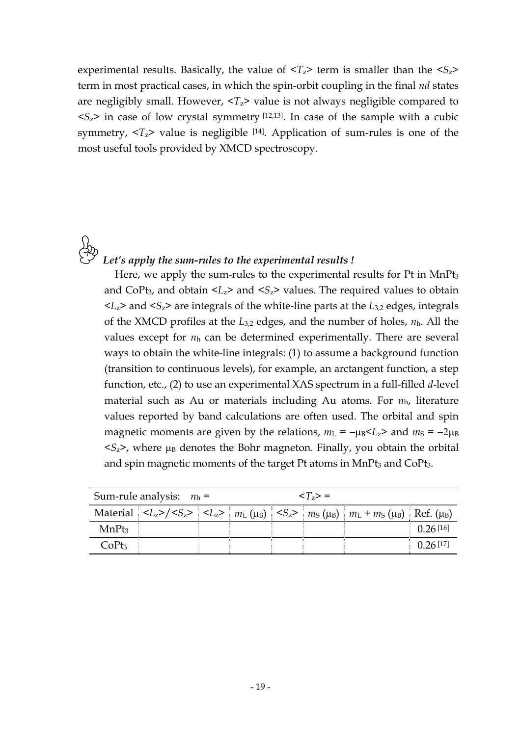experimental results. Basically, the value of $<T_z>$ term is smaller than the $<S_z>$ term in most practical cases, in which the spin-orbit coupling in the final *nd* states are negligibly small. However, $<T_z>$ value is not always negligible compared to $<S_z>$ in case of low crystal symmetry [12,13]. In case of the sample with a cubic symmetry, $<T_z>$ value is negligible [14]. Application of sum-rules is one of the most useful tools provided by XMCD spectroscopy.

***Let's apply the sum-rules to the experimental results !***

Here, we apply the sum-rules to the experimental results for Pt in $MnPt_3$ and $CoPt_3$, and obtain $<L_z>$ and $<S_z>$ values. The required values to obtain $<L_z>$ and $<S_z>$ are integrals of the white-line parts at the $L_{3,2}$ edges, integrals of the XMCD profiles at the $L_{3,2}$ edges, and the number of holes, $n_h$. All the values except for $n_h$ can be determined experimentally. There are several ways to obtain the white-line integrals: (1) to assume a background function (transition to continuous levels), for example, an arctangent function, a step function, etc., (2) to use an experimental XAS spectrum in a full-filled *d*-level material such as Au or materials including Au atoms. For $n_h$, literature values reported by band calculations are often used. The orbital and spin magnetic moments are given by the relations, $m_L = -\mu_B<L_z>$ and $m_S = -2\mu_B <S_z>$, where $\mu_B$ denotes the Bohr magneton. Finally, you obtain the orbital and spin magnetic moments of the target Pt atoms in $MnPt_3$ and $CoPt_3$.

| Sum-rule analysis: $n_h$ = | | | $<T_z>$ = | | | | |
|---|---|---|---|---|---|---|---|
| Material | $<L_z>/<S_z>$ | $<L_z>$ | $m_L$ ($\mu_B$) | $<S_z>$ | $m_S$ ($\mu_B$) | $m_L + m_S$ ($\mu_B$) | Ref. ($\mu_B$) |
| $MnPt_3$ | | | | | | | 0.26 [16] |
| $CoPt_3$ | | | | | | | 0.26 [17] |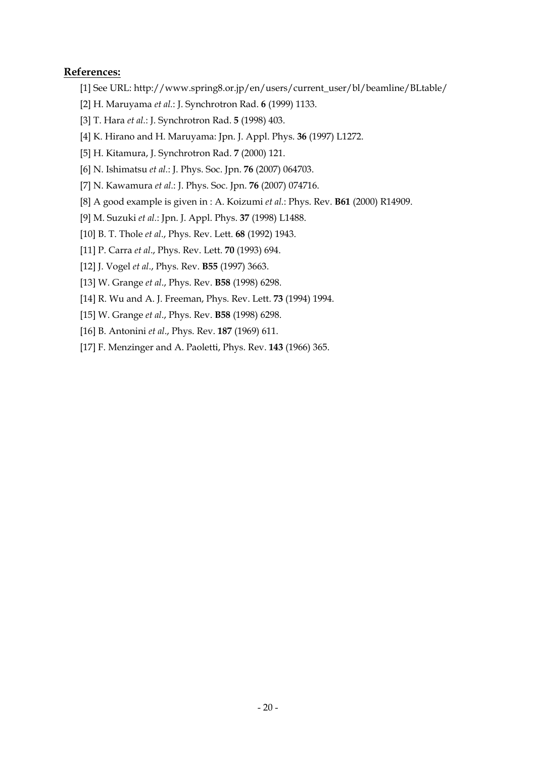**References:**

[1] See URL: http://www.spring8.or.jp/en/users/current_user/bl/beamline/BLtable/

[2] H. Maruyama *et al.*: J. Synchrotron Rad. **6** (1999) 1133.

[3] T. Hara *et al.*: J. Synchrotron Rad. **5** (1998) 403.

[4] K. Hirano and H. Maruyama: Jpn. J. Appl. Phys. **36** (1997) L1272.

[5] H. Kitamura, J. Synchrotron Rad. **7** (2000) 121.

[6] N. Ishimatsu *et al.*: J. Phys. Soc. Jpn. **76** (2007) 064703.

[7] N. Kawamura *et al.*: J. Phys. Soc. Jpn. **76** (2007) 074716.

[8] A good example is given in : A. Koizumi *et al.*: Phys. Rev. **B61** (2000) R14909.

[9] M. Suzuki *et al.*: Jpn. J. Appl. Phys. **37** (1998) L1488.

[10] B. T. Thole *et al*., Phys. Rev. Lett. **68** (1992) 1943.

[11] P. Carra *et al*., Phys. Rev. Lett. **70** (1993) 694.

[12] J. Vogel *et al*., Phys. Rev. **B55** (1997) 3663.

[13] W. Grange *et al*., Phys. Rev. **B58** (1998) 6298.

[14] R. Wu and A. J. Freeman, Phys. Rev. Lett. **73** (1994) 1994.

[15] W. Grange *et al*., Phys. Rev. **B58** (1998) 6298.

[16] B. Antonini *et al*., Phys. Rev. **187** (1969) 611.

[17] F. Menzinger and A. Paoletti, Phys. Rev. **143** (1966) 365.